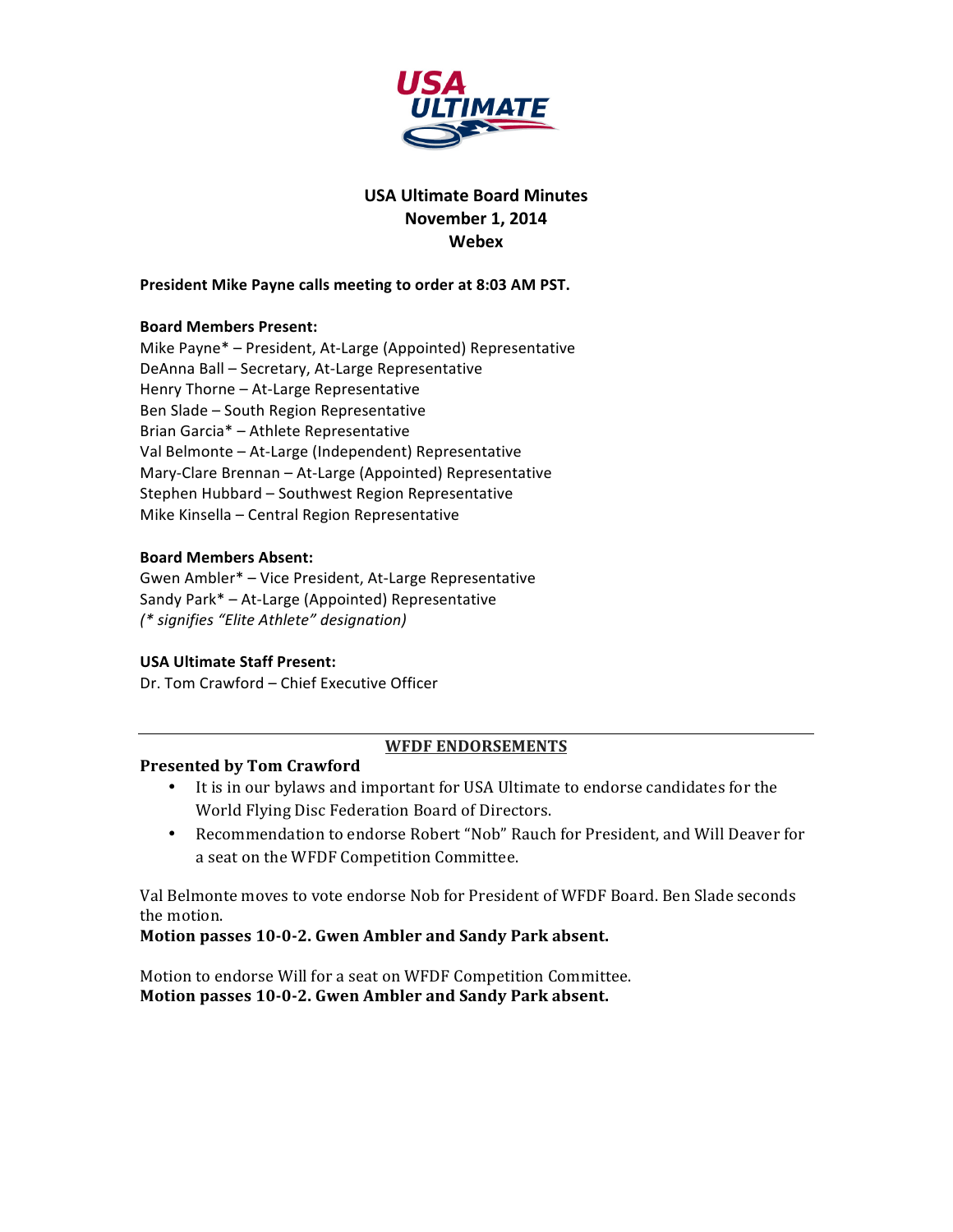# USA Ultimate Board Minutes
## November 1, 2014
## Webex

**President Mike Payne calls meeting to order at 8:03 AM PST.**

**Board Members Present:**
Mike Payne* – President, At-Large (Appointed) Representative
DeAnna Ball – Secretary, At-Large Representative
Henry Thorne – At-Large Representative
Ben Slade – South Region Representative
Brian Garcia* – Athlete Representative
Val Belmonte – At-Large (Independent) Representative
Mary-Clare Brennan – At-Large (Appointed) Representative
Stephen Hubbard – Southwest Region Representative
Mike Kinsella – Central Region Representative

**Board Members Absent:**
Gwen Ambler* – Vice President, At-Large Representative
Sandy Park* – At-Large (Appointed) Representative
*(* signifies "Elite Athlete" designation)*

**USA Ultimate Staff Present:**
Dr. Tom Crawford – Chief Executive Officer

---

### WFDF ENDORSEMENTS

**Presented by Tom Crawford**

- It is in our bylaws and important for USA Ultimate to endorse candidates for the World Flying Disc Federation Board of Directors.
- Recommendation to endorse Robert "Nob" Rauch for President, and Will Deaver for a seat on the WFDF Competition Committee.

Val Belmonte moves to vote endorse Nob for President of WFDF Board. Ben Slade seconds the motion.
**Motion passes 10-0-2. Gwen Ambler and Sandy Park absent.**

Motion to endorse Will for a seat on WFDF Competition Committee.
**Motion passes 10-0-2. Gwen Ambler and Sandy Park absent.**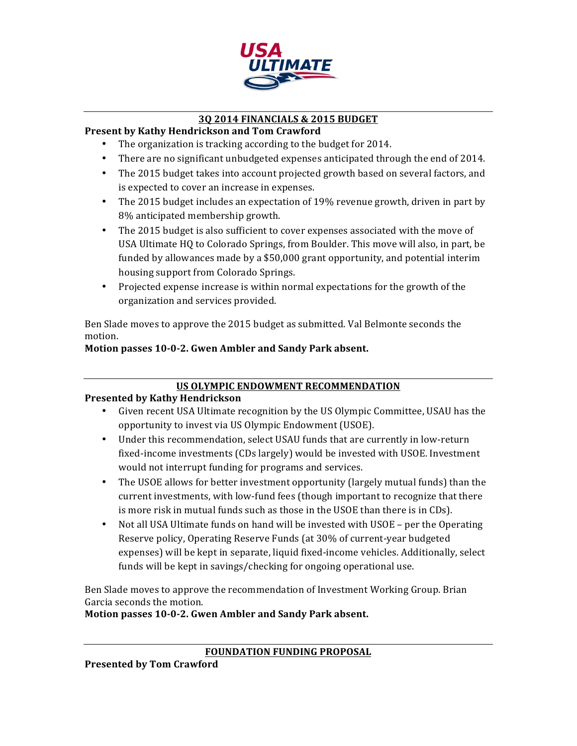## 3Q 2014 FINANCIALS & 2015 BUDGET

**Present by Kathy Hendrickson and Tom Crawford**

- The organization is tracking according to the budget for 2014.
- There are no significant unbudgeted expenses anticipated through the end of 2014.
- The 2015 budget takes into account projected growth based on several factors, and is expected to cover an increase in expenses.
- The 2015 budget includes an expectation of 19% revenue growth, driven in part by 8% anticipated membership growth.
- The 2015 budget is also sufficient to cover expenses associated with the move of USA Ultimate HQ to Colorado Springs, from Boulder. This move will also, in part, be funded by allowances made by a $50,000 grant opportunity, and potential interim housing support from Colorado Springs.
- Projected expense increase is within normal expectations for the growth of the organization and services provided.

Ben Slade moves to approve the 2015 budget as submitted. Val Belmonte seconds the motion.

**Motion passes 10-0-2. Gwen Ambler and Sandy Park absent.**

## US OLYMPIC ENDOWMENT RECOMMENDATION

**Presented by Kathy Hendrickson**

- Given recent USA Ultimate recognition by the US Olympic Committee, USAU has the opportunity to invest via US Olympic Endowment (USOE).
- Under this recommendation, select USAU funds that are currently in low-return fixed-income investments (CDs largely) would be invested with USOE. Investment would not interrupt funding for programs and services.
- The USOE allows for better investment opportunity (largely mutual funds) than the current investments, with low-fund fees (though important to recognize that there is more risk in mutual funds such as those in the USOE than there is in CDs).
- Not all USA Ultimate funds on hand will be invested with USOE – per the Operating Reserve policy, Operating Reserve Funds (at 30% of current-year budgeted expenses) will be kept in separate, liquid fixed-income vehicles. Additionally, select funds will be kept in savings/checking for ongoing operational use.

Ben Slade moves to approve the recommendation of Investment Working Group. Brian Garcia seconds the motion.

**Motion passes 10-0-2. Gwen Ambler and Sandy Park absent.**

## FOUNDATION FUNDING PROPOSAL

**Presented by Tom Crawford**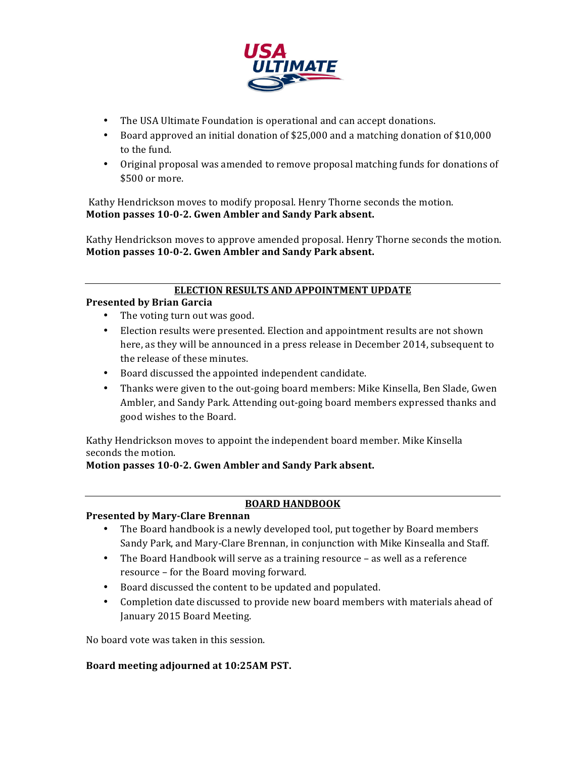- The USA Ultimate Foundation is operational and can accept donations.
- Board approved an initial donation of $25,000 and a matching donation of $10,000 to the fund.
- Original proposal was amended to remove proposal matching funds for donations of $500 or more.

Kathy Hendrickson moves to modify proposal. Henry Thorne seconds the motion.
**Motion passes 10-0-2. Gwen Ambler and Sandy Park absent.**

Kathy Hendrickson moves to approve amended proposal. Henry Thorne seconds the motion.
**Motion passes 10-0-2. Gwen Ambler and Sandy Park absent.**

---

## ELECTION RESULTS AND APPOINTMENT UPDATE

**Presented by Brian Garcia**

- The voting turn out was good.
- Election results were presented. Election and appointment results are not shown here, as they will be announced in a press release in December 2014, subsequent to the release of these minutes.
- Board discussed the appointed independent candidate.
- Thanks were given to the out-going board members: Mike Kinsella, Ben Slade, Gwen Ambler, and Sandy Park. Attending out-going board members expressed thanks and good wishes to the Board.

Kathy Hendrickson moves to appoint the independent board member. Mike Kinsella seconds the motion.
**Motion passes 10-0-2. Gwen Ambler and Sandy Park absent.**

---

## BOARD HANDBOOK

**Presented by Mary-Clare Brennan**

- The Board handbook is a newly developed tool, put together by Board members Sandy Park, and Mary-Clare Brennan, in conjunction with Mike Kinsealla and Staff.
- The Board Handbook will serve as a training resource – as well as a reference resource – for the Board moving forward.
- Board discussed the content to be updated and populated.
- Completion date discussed to provide new board members with materials ahead of January 2015 Board Meeting.

No board vote was taken in this session.

**Board meeting adjourned at 10:25AM PST.**